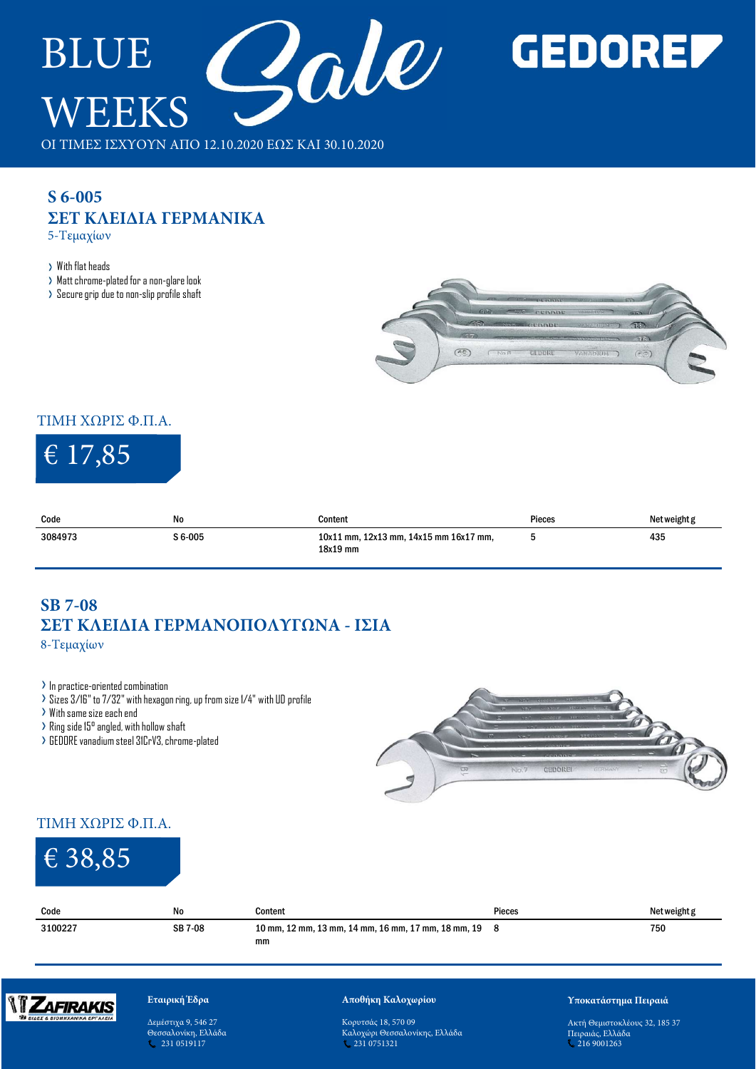# BLUE WEEKS Sale

GEDORE

ΟΙ ΤΙΜΕΣ ΙΣΧΥΟΥΝ ΑΠΟ 12.10.2020 ΕΩΣ ΚΑΙ 30.10.2020

## S 6-005
## ΣΕΤ ΚΛΕΙΔΙΑ ΓΕΡΜΑΝΙΚΑ
5-Τεμαχίων

- With flat heads
- Matt chrome-plated for a non-glare look
- Secure grip due to non-slip profile shaft

ΤΙΜΗ ΧΩΡΙΣ Φ.Π.Α.

**€ 17,85**

| Code | No | Content | Pieces | Net weight g |
|---|---|---|---|---|
| 3084973 | S 6-005 | 10x11 mm, 12x13 mm, 14x15 mm 16x17 mm, 18x19 mm | 5 | 435 |

## SB 7-08
## ΣΕΤ ΚΛΕΙΔΙΑ ΓΕΡΜΑΝΟΠΟΛΥΓΩΝΑ - ΙΣΙΑ
8-Τεμαχίων

- In practice-oriented combination
- Sizes 3/16" to 7/32" with hexagon ring, up from size 1/4" with UD profile
- With same size each end
- Ring side 15° angled, with hollow shaft
- GEDORE vanadium steel 31CrV3, chrome-plated

ΤΙΜΗ ΧΩΡΙΣ Φ.Π.Α.

**€ 38,85**

| Code | No | Content | Pieces | Net weight g |
|---|---|---|---|---|
| 3100227 | SB 7-08 | 10 mm, 12 mm, 13 mm, 14 mm, 16 mm, 17 mm, 18 mm, 19 mm | 8 | 750 |

ZAFIRAKIS

**Εταιρική Έδρα**
Δεμέστιχα 9, 546 27
Θεσσαλονίκη, Ελλάδα
231 0519117

**Αποθήκη Καλοχωρίου**
Κορυτσάς 18, 570 09
Καλοχώρι Θεσσαλονίκης, Ελλάδα
231 0751321

**Υποκατάστημα Πειραιά**
Ακτή Θεμιστοκλέους 32, 185 37
Πειραιάς, Ελλάδα
216 9001263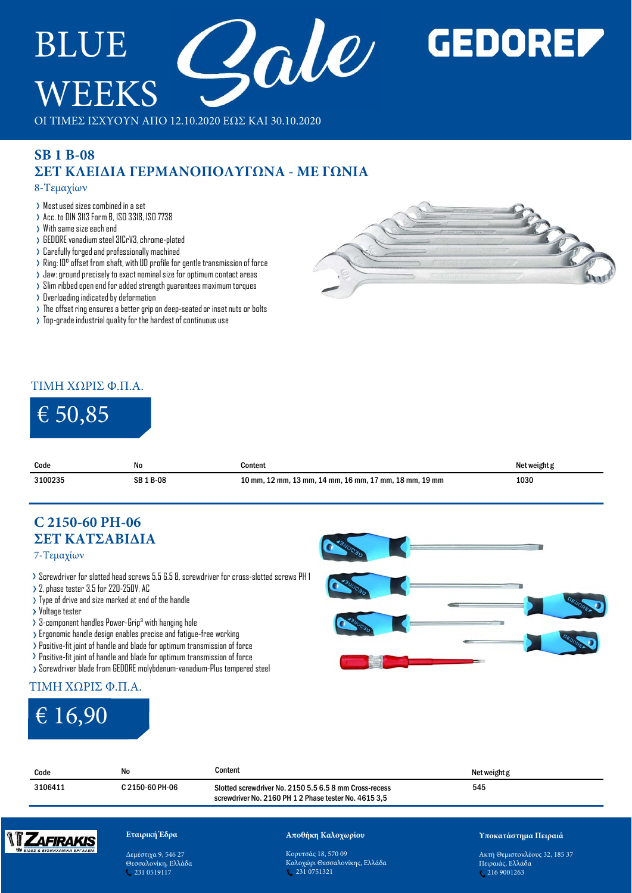# BLUE WEEKS Sale GEDORE

ΟΙ ΤΙΜΕΣ ΙΣΧΥΟΥΝ ΑΠΟ 12.10.2020 ΕΩΣ ΚΑΙ 30.10.2020

## SB 1 B-08
## ΣΕΤ ΚΛΕΙΔΙΑ ΓΕΡΜΑΝΟΠΟΛΥΓΩΝΑ - ΜΕ ΓΩΝΙΑ

8-Τεμαχίων

- Most used sizes combined in a set
- Acc. to DIN 3113 Form B, ISO 3318, ISO 7738
- With same size each end
- GEDORE vanadium steel 31CrV3, chrome-plated
- Carefully forged and professionally machined
- Ring: 10° offset from shaft, with UD profile for gentle transmission of force
- Jaw: ground precisely to exact nominal size for optimum contact areas
- Slim ribbed open end for added strength guarantees maximum torques
- Overloading indicated by deformation
- The offset ring ensures a better grip on deep-seated or inset nuts or bolts
- Top-grade industrial quality for the hardest of continuous use

ΤΙΜΗ ΧΩΡΙΣ Φ.Π.Α.

**€ 50,85**

| Code | No | Content | Net weight g |
|---|---|---|---|
| 3100235 | SB 1 B-08 | 10 mm, 12 mm, 13 mm, 14 mm, 16 mm, 17 mm, 18 mm, 19 mm | 1030 |

## C 2150-60 PH-06
## ΣΕΤ ΚΑΤΣΑΒΙΔΙΑ

7-Τεμαχίων

- Screwdriver for slotted head screws 5.5 6.5 8, screwdriver for cross-slotted screws PH 1
- 2, phase tester 3.5 for 220-250V, AC
- Type of drive and size marked at end of the handle
- Voltage tester
- 3-component handles Power-Grip³ with hanging hole
- Ergonomic handle design enables precise and fatigue-free working
- Positive-fit joint of handle and blade for optimum transmission of force
- Positive-fit joint of handle and blade for optimum transmission of force
- Screwdriver blade from GEDORE molybdenum-vanadium-Plus tempered steel

ΤΙΜΗ ΧΩΡΙΣ Φ.Π.Α.

**€ 16,90**

| Code | No | Content | Net weight g |
|---|---|---|---|
| 3106411 | C 2150-60 PH-06 | Slotted screwdriver No. 2150 5.5 6.5 8 mm Cross-recess screwdriver No. 2160 PH 1 2 Phase tester No. 4615 3,5 | 545 |

ZAFIRAKIS

**Εταιρική Έδρα**
Δεμέστιχα 9, 546 27
Θεσσαλονίκη, Ελλάδα
231 0519117

**Αποθήκη Καλοχωρίου**
Κορυτσάς 18, 570 09
Καλοχώρι Θεσσαλονίκης, Ελλάδα
231 0751321

**Υποκατάστημα Πειραιά**
Ακτή Θεμιστοκλέους 32, 185 37
Πειραιάς, Ελλάδα
216 9001263